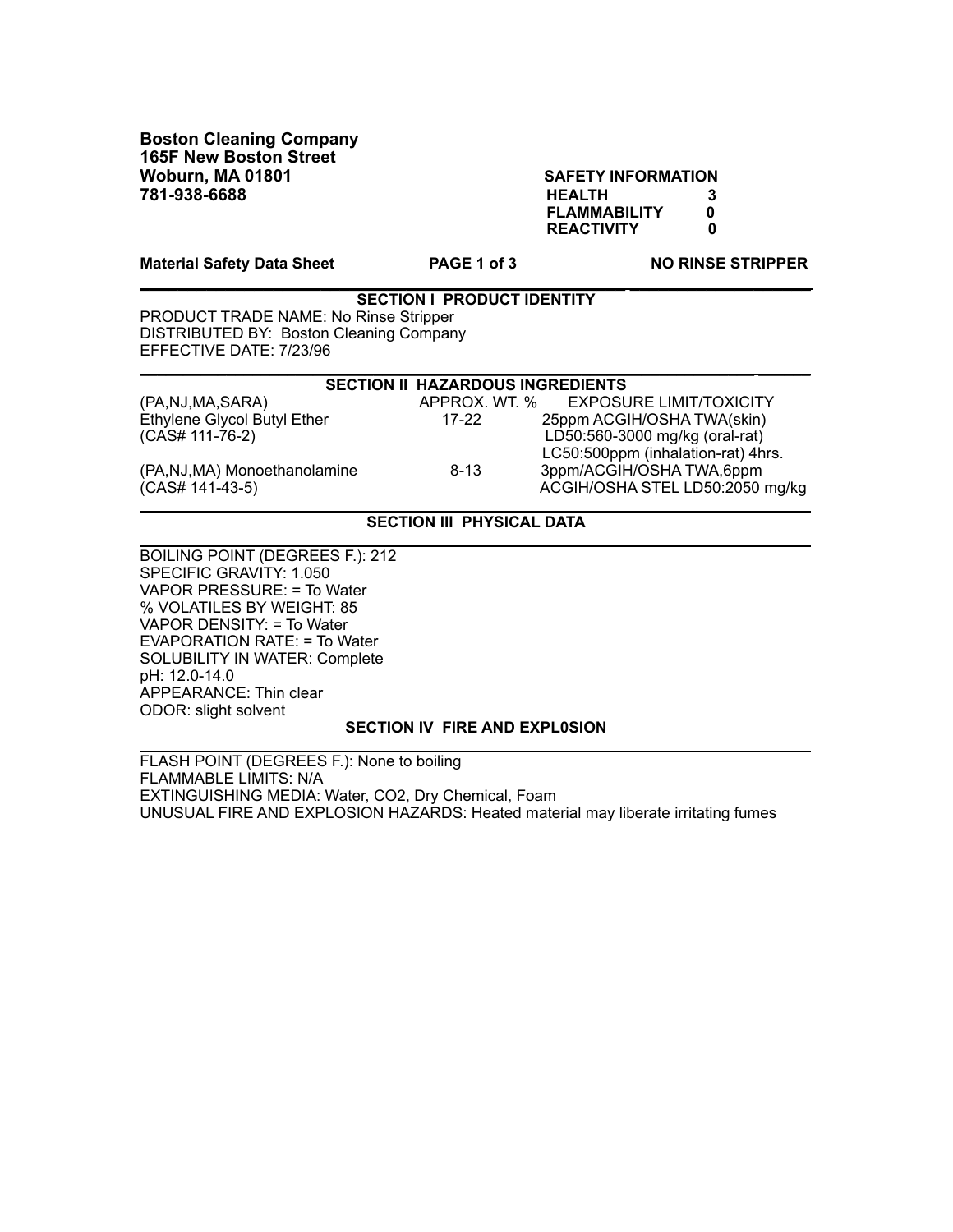**Boston Cleaning Company**
**165F New Boston Street**
**Woburn, MA 01801**
**781-938-6688**

| **SAFETY INFORMATION** | |
|---|---|
| **HEALTH** | **3** |
| **FLAMMABILITY** | **0** |
| **REACTIVITY** | **0** |

**Material Safety Data Sheet** **NO RINSE STRIPPER**

## SECTION I PRODUCT IDENTITY

PRODUCT TRADE NAME: No Rinse Stripper
DISTRIBUTED BY: Boston Cleaning Company
EFFECTIVE DATE: 7/23/96

## SECTION II HAZARDOUS INGREDIENTS

| (PA,NJ,MA,SARA) | APPROX. WT. % | EXPOSURE LIMIT/TOXICITY |
|---|---|---|
| Ethylene Glycol Butyl Ether (CAS# 111-76-2) | 17-22 | 25ppm ACGIH/OSHA TWA(skin) LD50:560-3000 mg/kg (oral-rat) LC50:500ppm (inhalation-rat) 4hrs. |
| (PA,NJ,MA) Monoethanolamine (CAS# 141-43-5) | 8-13 | 3ppm/ACGIH/OSHA TWA,6ppm ACGIH/OSHA STEL LD50:2050 mg/kg |

## SECTION III PHYSICAL DATA

BOILING POINT (DEGREES F.): 212
SPECIFIC GRAVITY: 1.050
VAPOR PRESSURE: = To Water
% VOLATILES BY WEIGHT: 85
VAPOR DENSITY: = To Water
EVAPORATION RATE: = To Water
SOLUBILITY IN WATER: Complete
pH: 12.0-14.0
APPEARANCE: Thin clear
ODOR: slight solvent

## SECTION IV FIRE AND EXPL0SION

FLASH POINT (DEGREES F.): None to boiling
FLAMMABLE LIMITS: N/A
EXTINGUISHING MEDIA: Water, CO2, Dry Chemical, Foam
UNUSUAL FIRE AND EXPLOSION HAZARDS: Heated material may liberate irritating fumes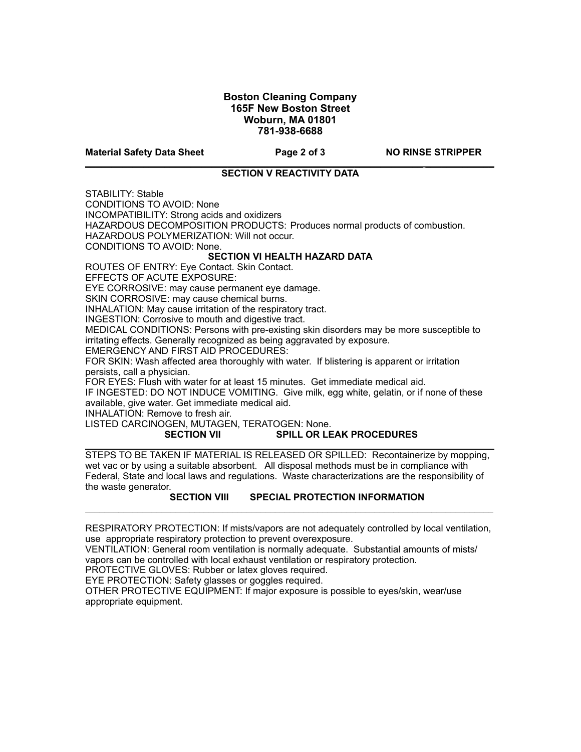**Boston Cleaning Company**
**165F New Boston Street**
**Woburn, MA 01801**
**781-938-6688**

**Material Safety Data Sheet** **NO RINSE STRIPPER**

## SECTION V REACTIVITY DATA

STABILITY: Stable
CONDITIONS TO AVOID: None
INCOMPATIBILITY: Strong acids and oxidizers
HAZARDOUS DECOMPOSITION PRODUCTS: Produces normal products of combustion.
HAZARDOUS POLYMERIZATION: Will not occur.
CONDITIONS TO AVOID: None.

## SECTION VI HEALTH HAZARD DATA

ROUTES OF ENTRY: Eye Contact. Skin Contact.
EFFECTS OF ACUTE EXPOSURE:
EYE CORROSIVE: may cause permanent eye damage.
SKIN CORROSIVE: may cause chemical burns.
INHALATION: May cause irritation of the respiratory tract.
INGESTION: Corrosive to mouth and digestive tract.
MEDICAL CONDITIONS: Persons with pre-existing skin disorders may be more susceptible to irritating effects. Generally recognized as being aggravated by exposure.
EMERGENCY AND FIRST AID PROCEDURES:
FOR SKIN: Wash affected area thoroughly with water. If blistering is apparent or irritation persists, call a physician.
FOR EYES: Flush with water for at least 15 minutes. Get immediate medical aid.
IF INGESTED: DO NOT INDUCE VOMITING. Give milk, egg white, gelatin, or if none of these available, give water. Get immediate medical aid.
INHALATION: Remove to fresh air.
LISTED CARCINOGEN, MUTAGEN, TERATOGEN: None.

## SECTION VII SPILL OR LEAK PROCEDURES

STEPS TO BE TAKEN IF MATERIAL IS RELEASED OR SPILLED: Recontainerize by mopping, wet vac or by using a suitable absorbent. All disposal methods must be in compliance with Federal, State and local laws and regulations. Waste characterizations are the responsibility of the waste generator.

## SECTION VIII SPECIAL PROTECTION INFORMATION

RESPIRATORY PROTECTION: If mists/vapors are not adequately controlled by local ventilation, use appropriate respiratory protection to prevent overexposure.
VENTILATION: General room ventilation is normally adequate. Substantial amounts of mists/vapors can be controlled with local exhaust ventilation or respiratory protection.
PROTECTIVE GLOVES: Rubber or latex gloves required.
EYE PROTECTION: Safety glasses or goggles required.
OTHER PROTECTIVE EQUIPMENT: If major exposure is possible to eyes/skin, wear/use appropriate equipment.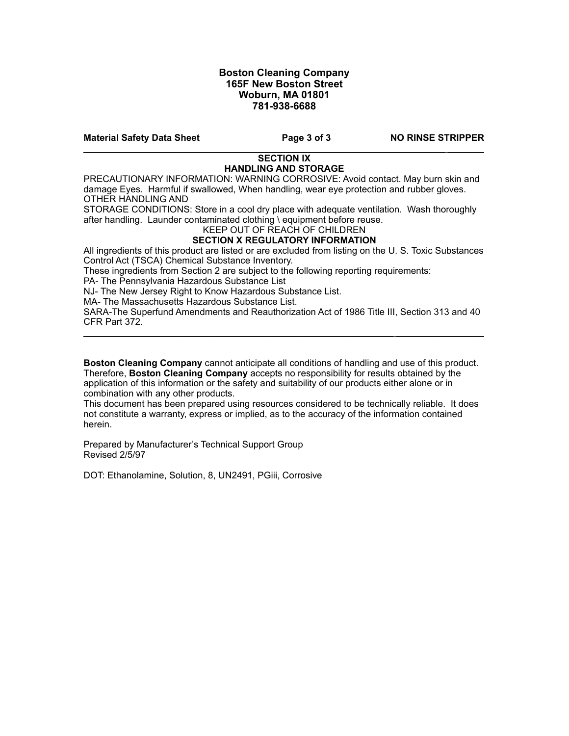**SECTION IX**
**HANDLING AND STORAGE**

PRECAUTIONARY INFORMATION: WARNING CORROSIVE: Avoid contact. May burn skin and damage Eyes. Harmful if swallowed, When handling, wear eye protection and rubber gloves.
OTHER HANDLING AND
STORAGE CONDITIONS: Store in a cool dry place with adequate ventilation. Wash thoroughly after handling. Launder contaminated clothing \ equipment before reuse.

KEEP OUT OF REACH OF CHILDREN

**SECTION X REGULATORY INFORMATION**

All ingredients of this product are listed or are excluded from listing on the U. S. Toxic Substances Control Act (TSCA) Chemical Substance Inventory.
These ingredients from Section 2 are subject to the following reporting requirements:
PA- The Pennsylvania Hazardous Substance List
NJ- The New Jersey Right to Know Hazardous Substance List.
MA- The Massachusetts Hazardous Substance List.
SARA-The Superfund Amendments and Reauthorization Act of 1986 Title III, Section 313 and 40 CFR Part 372.

---

**Boston Cleaning Company** cannot anticipate all conditions of handling and use of this product. Therefore, **Boston Cleaning Company** accepts no responsibility for results obtained by the application of this information or the safety and suitability of our products either alone or in combination with any other products.
This document has been prepared using resources considered to be technically reliable. It does not constitute a warranty, express or implied, as to the accuracy of the information contained herein.

Prepared by Manufacturer's Technical Support Group
Revised 2/5/97

DOT: Ethanolamine, Solution, 8, UN2491, PGiii, Corrosive